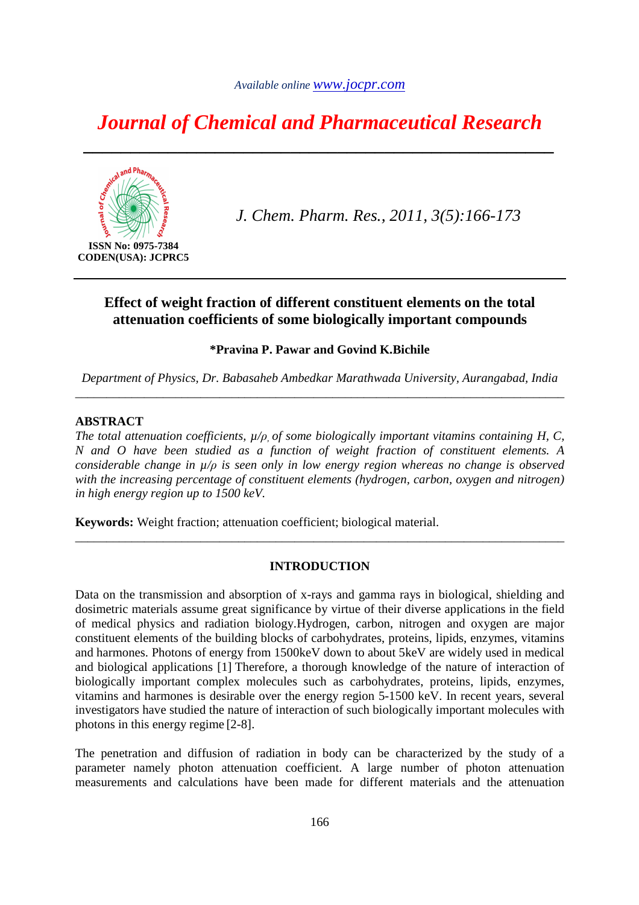*Available online* www.jocpr.com

# Journal of Chemical and Pharmaceutical Research

**ISSN No: 0975-7384**
**CODEN(USA): JCPRC5**

*J. Chem. Pharm. Res., 2011, 3(5):166-173*

## Effect of weight fraction of different constituent elements on the total attenuation coefficients of some biologically important compounds

**\*Pravina P. Pawar and Govind K.Bichile**

*Department of Physics, Dr. Babasaheb Ambedkar Marathwada University, Aurangabad, India*

---

### ABSTRACT

*The total attenuation coefficients, $\mu/\rho$, of some biologically important vitamins containing H, C, N and O have been studied as a function of weight fraction of constituent elements. A considerable change in $\mu/\rho$ is seen only in low energy region whereas no change is observed with the increasing percentage of constituent elements (hydrogen, carbon, oxygen and nitrogen) in high energy region up to 1500 keV.*

**Keywords:** Weight fraction; attenuation coefficient; biological material.

---

### INTRODUCTION

Data on the transmission and absorption of x-rays and gamma rays in biological, shielding and dosimetric materials assume great significance by virtue of their diverse applications in the field of medical physics and radiation biology.Hydrogen, carbon, nitrogen and oxygen are major constituent elements of the building blocks of carbohydrates, proteins, lipids, enzymes, vitamins and harmones. Photons of energy from 1500keV down to about 5keV are widely used in medical and biological applications [1] Therefore, a thorough knowledge of the nature of interaction of biologically important complex molecules such as carbohydrates, proteins, lipids, enzymes, vitamins and harmones is desirable over the energy region 5-1500 keV. In recent years, several investigators have studied the nature of interaction of such biologically important molecules with photons in this energy regime [2-8].

The penetration and diffusion of radiation in body can be characterized by the study of a parameter namely photon attenuation coefficient. A large number of photon attenuation measurements and calculations have been made for different materials and the attenuation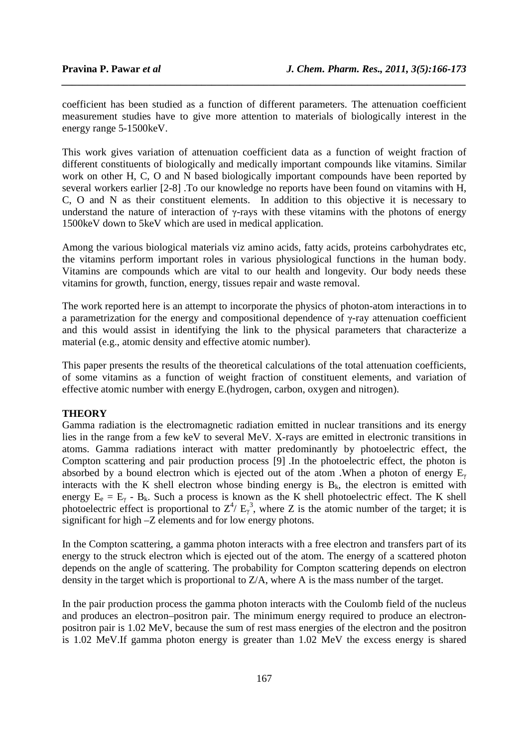coefficient has been studied as a function of different parameters. The attenuation coefficient measurement studies have to give more attention to materials of biologically interest in the energy range 5-1500keV.

This work gives variation of attenuation coefficient data as a function of weight fraction of different constituents of biologically and medically important compounds like vitamins. Similar work on other H, C, O and N based biologically important compounds have been reported by several workers earlier [2-8] .To our knowledge no reports have been found on vitamins with H, C, O and N as their constituent elements. In addition to this objective it is necessary to understand the nature of interaction of γ-rays with these vitamins with the photons of energy 1500keV down to 5keV which are used in medical application.

Among the various biological materials viz amino acids, fatty acids, proteins carbohydrates etc, the vitamins perform important roles in various physiological functions in the human body. Vitamins are compounds which are vital to our health and longevity. Our body needs these vitamins for growth, function, energy, tissues repair and waste removal.

The work reported here is an attempt to incorporate the physics of photon-atom interactions in to a parametrization for the energy and compositional dependence of γ-ray attenuation coefficient and this would assist in identifying the link to the physical parameters that characterize a material (e.g., atomic density and effective atomic number).

This paper presents the results of the theoretical calculations of the total attenuation coefficients, of some vitamins as a function of weight fraction of constituent elements, and variation of effective atomic number with energy E.(hydrogen, carbon, oxygen and nitrogen).

## THEORY

Gamma radiation is the electromagnetic radiation emitted in nuclear transitions and its energy lies in the range from a few keV to several MeV. X-rays are emitted in electronic transitions in atoms. Gamma radiations interact with matter predominantly by photoelectric effect, the Compton scattering and pair production process [9] .In the photoelectric effect, the photon is absorbed by a bound electron which is ejected out of the atom .When a photon of energy $E_\gamma$ interacts with the K shell electron whose binding energy is $B_k$, the electron is emitted with energy $E_e = E_\gamma - B_k$. Such a process is known as the K shell photoelectric effect. The K shell photoelectric effect is proportional to $Z^4/E_\gamma^3$, where Z is the atomic number of the target; it is significant for high –Z elements and for low energy photons.

In the Compton scattering, a gamma photon interacts with a free electron and transfers part of its energy to the struck electron which is ejected out of the atom. The energy of a scattered photon depends on the angle of scattering. The probability for Compton scattering depends on electron density in the target which is proportional to Z/A, where A is the mass number of the target.

In the pair production process the gamma photon interacts with the Coulomb field of the nucleus and produces an electron–positron pair. The minimum energy required to produce an electron-positron pair is 1.02 MeV, because the sum of rest mass energies of the electron and the positron is 1.02 MeV.If gamma photon energy is greater than 1.02 MeV the excess energy is shared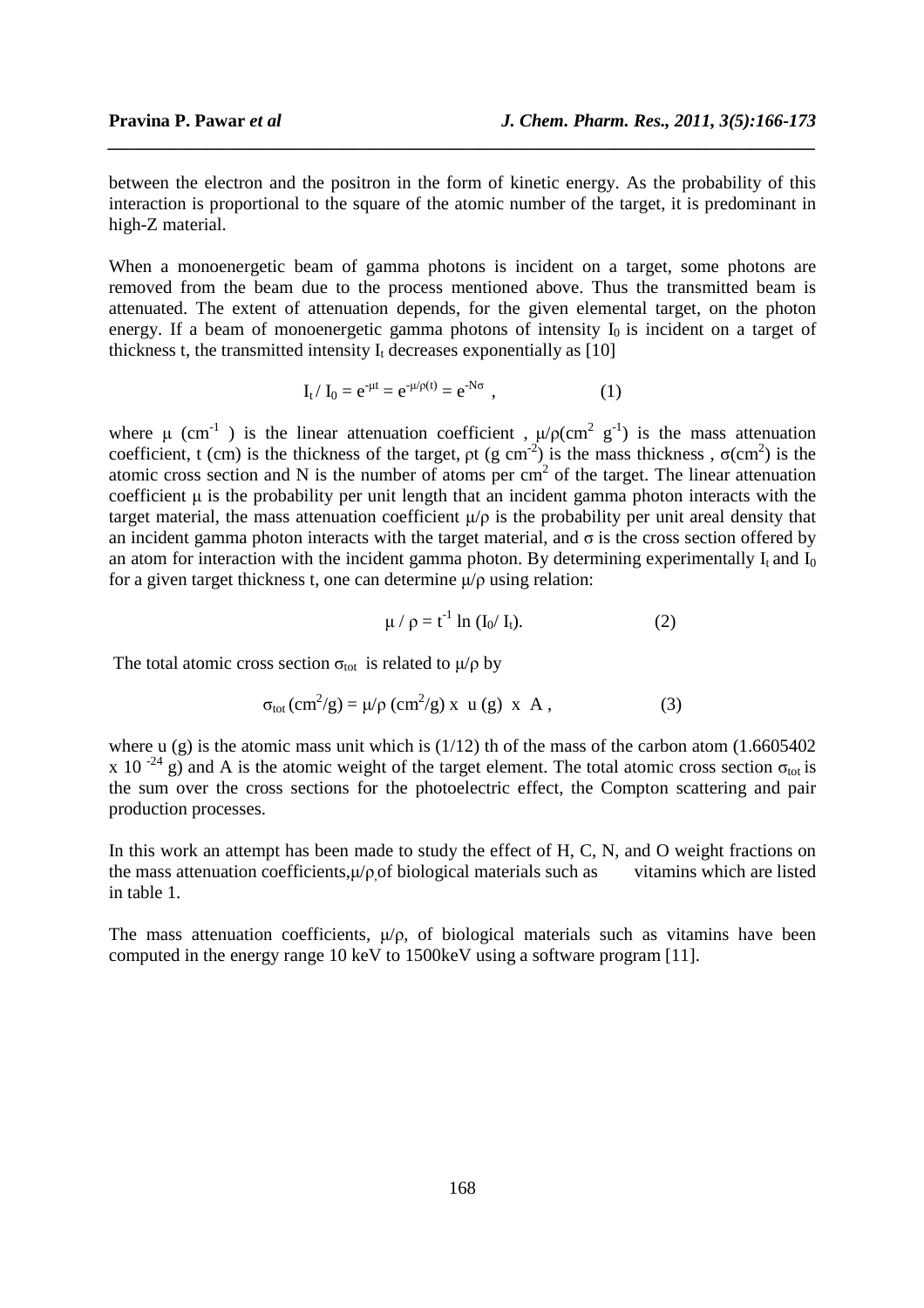between the electron and the positron in the form of kinetic energy. As the probability of this interaction is proportional to the square of the atomic number of the target, it is predominant in high-Z material.

When a monoenergetic beam of gamma photons is incident on a target, some photons are removed from the beam due to the process mentioned above. Thus the transmitted beam is attenuated. The extent of attenuation depends, for the given elemental target, on the photon energy. If a beam of monoenergetic gamma photons of intensity $I_0$ is incident on a target of thickness t, the transmitted intensity $I_t$ decreases exponentially as [10]

$$I_t / I_0 = e^{-\mu t} = e^{-\mu/\rho(t)} = e^{-N\sigma} \, , \qquad (1)$$

where $\mu$ ($cm^{-1}$ ) is the linear attenuation coefficient , $\mu/\rho$($cm^2$ $g^{-1}$) is the mass attenuation coefficient, t (cm) is the thickness of the target, $\rho t$ ($g\ cm^{-2}$) is the mass thickness , $\sigma$($cm^2$) is the atomic cross section and N is the number of atoms per $cm^2$ of the target. The linear attenuation coefficient $\mu$ is the probability per unit length that an incident gamma photon interacts with the target material, the mass attenuation coefficient $\mu/\rho$ is the probability per unit areal density that an incident gamma photon interacts with the target material, and $\sigma$ is the cross section offered by an atom for interaction with the incident gamma photon. By determining experimentally $I_t$ and $I_0$ for a given target thickness t, one can determine $\mu/\rho$ using relation:

$$\mu / \rho = t^{-1} \ln (I_0/ I_t). \qquad (2)$$

The total atomic cross section $\sigma_{tot}$ is related to $\mu/\rho$ by

$$\sigma_{tot}\,(cm^2/g) = \mu/\rho\ (cm^2/g) \times u\ (g) \times A \, , \qquad (3)$$

where u (g) is the atomic mass unit which is (1/12) th of the mass of the carbon atom (1.6605402 x $10^{-24}$ g) and A is the atomic weight of the target element. The total atomic cross section $\sigma_{tot}$ is the sum over the cross sections for the photoelectric effect, the Compton scattering and pair production processes.

In this work an attempt has been made to study the effect of H, C, N, and O weight fractions on the mass attenuation coefficients,$\mu/\rho$,of biological materials such as vitamins which are listed in table 1.

The mass attenuation coefficients, $\mu/\rho$, of biological materials such as vitamins have been computed in the energy range 10 keV to 1500keV using a software program [11].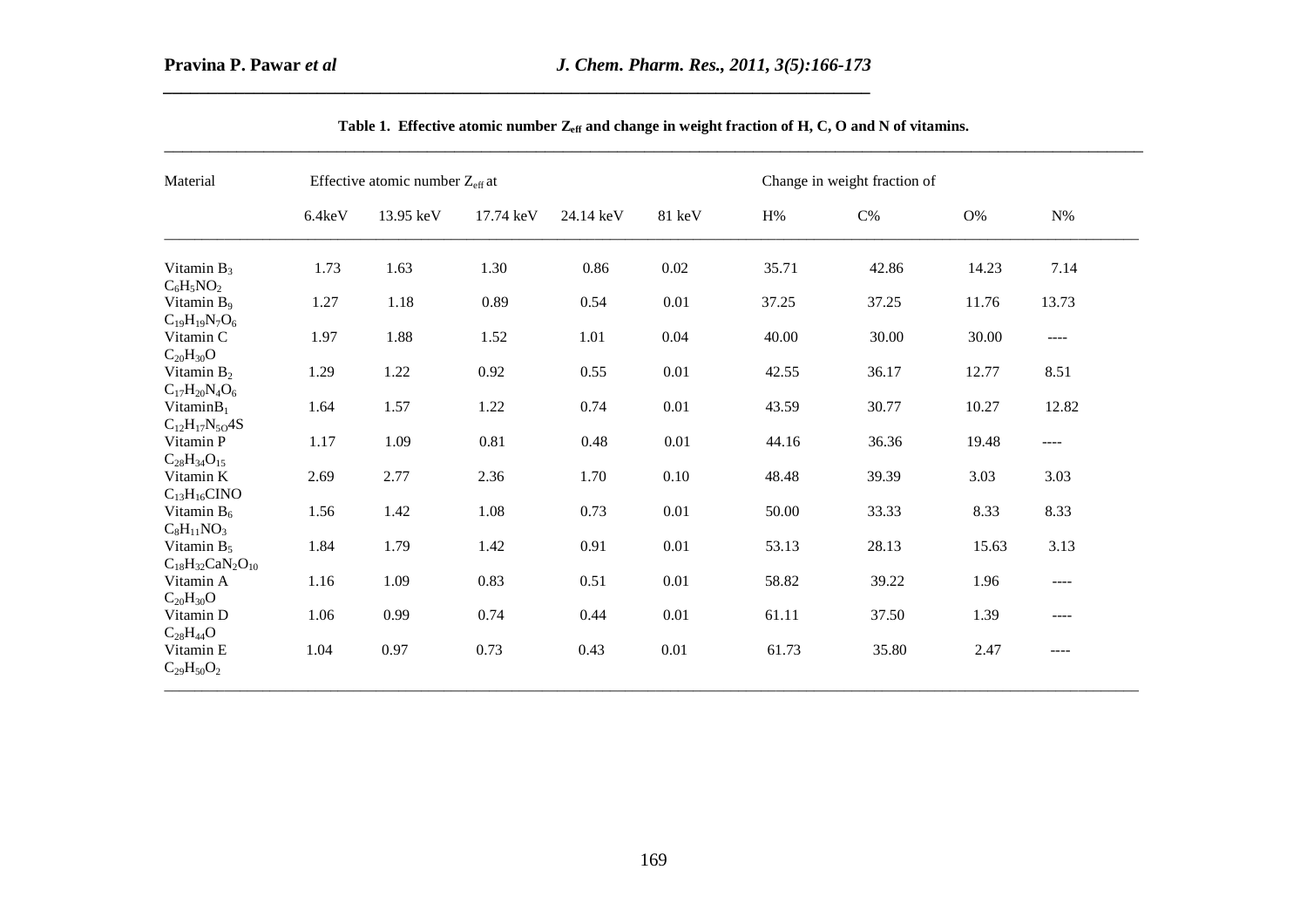**Table 1. Effective atomic number $Z_{eff}$ and change in weight fraction of H, C, O and N of vitamins.**

| Material | Effective atomic number $Z_{eff}$ at | | | | | Change in weight fraction of | | | |
|---|---|---|---|---|---|---|---|---|---|
| | 6.4keV | 13.95 keV | 17.74 keV | 24.14 keV | 81 keV | H% | C% | O% | N% |
| Vitamin $B_3$ $C_6H_5NO_2$ | 1.73 | 1.63 | 1.30 | 0.86 | 0.02 | 35.71 | 42.86 | 14.23 | 7.14 |
| Vitamin $B_9$ $C_{19}H_{19}N_7O_6$ | 1.27 | 1.18 | 0.89 | 0.54 | 0.01 | 37.25 | 37.25 | 11.76 | 13.73 |
| Vitamin C $C_{20}H_{30}O$ | 1.97 | 1.88 | 1.52 | 1.01 | 0.04 | 40.00 | 30.00 | 30.00 | ---- |
| Vitamin $B_2$ $C_{17}H_{20}N_4O_6$ | 1.29 | 1.22 | 0.92 | 0.55 | 0.01 | 42.55 | 36.17 | 12.77 | 8.51 |
| Vitamin$B_1$ $C_{12}H_{17}N_{5O}4S$ | 1.64 | 1.57 | 1.22 | 0.74 | 0.01 | 43.59 | 30.77 | 10.27 | 12.82 |
| Vitamin P $C_{28}H_{34}O_{15}$ | 1.17 | 1.09 | 0.81 | 0.48 | 0.01 | 44.16 | 36.36 | 19.48 | ---- |
| Vitamin K $C_{13}H_{16}ClNO$ | 2.69 | 2.77 | 2.36 | 1.70 | 0.10 | 48.48 | 39.39 | 3.03 | 3.03 |
| Vitamin $B_6$ $C_8H_{11}NO_3$ | 1.56 | 1.42 | 1.08 | 0.73 | 0.01 | 50.00 | 33.33 | 8.33 | 8.33 |
| Vitamin $B_5$ $C_{18}H_{32}CaN_2O_{10}$ | 1.84 | 1.79 | 1.42 | 0.91 | 0.01 | 53.13 | 28.13 | 15.63 | 3.13 |
| Vitamin A $C_{20}H_{30}O$ | 1.16 | 1.09 | 0.83 | 0.51 | 0.01 | 58.82 | 39.22 | 1.96 | ---- |
| Vitamin D $C_{28}H_{44}O$ | 1.06 | 0.99 | 0.74 | 0.44 | 0.01 | 61.11 | 37.50 | 1.39 | ---- |
| Vitamin E $C_{29}H_{50}O_2$ | 1.04 | 0.97 | 0.73 | 0.43 | 0.01 | 61.73 | 35.80 | 2.47 | ---- |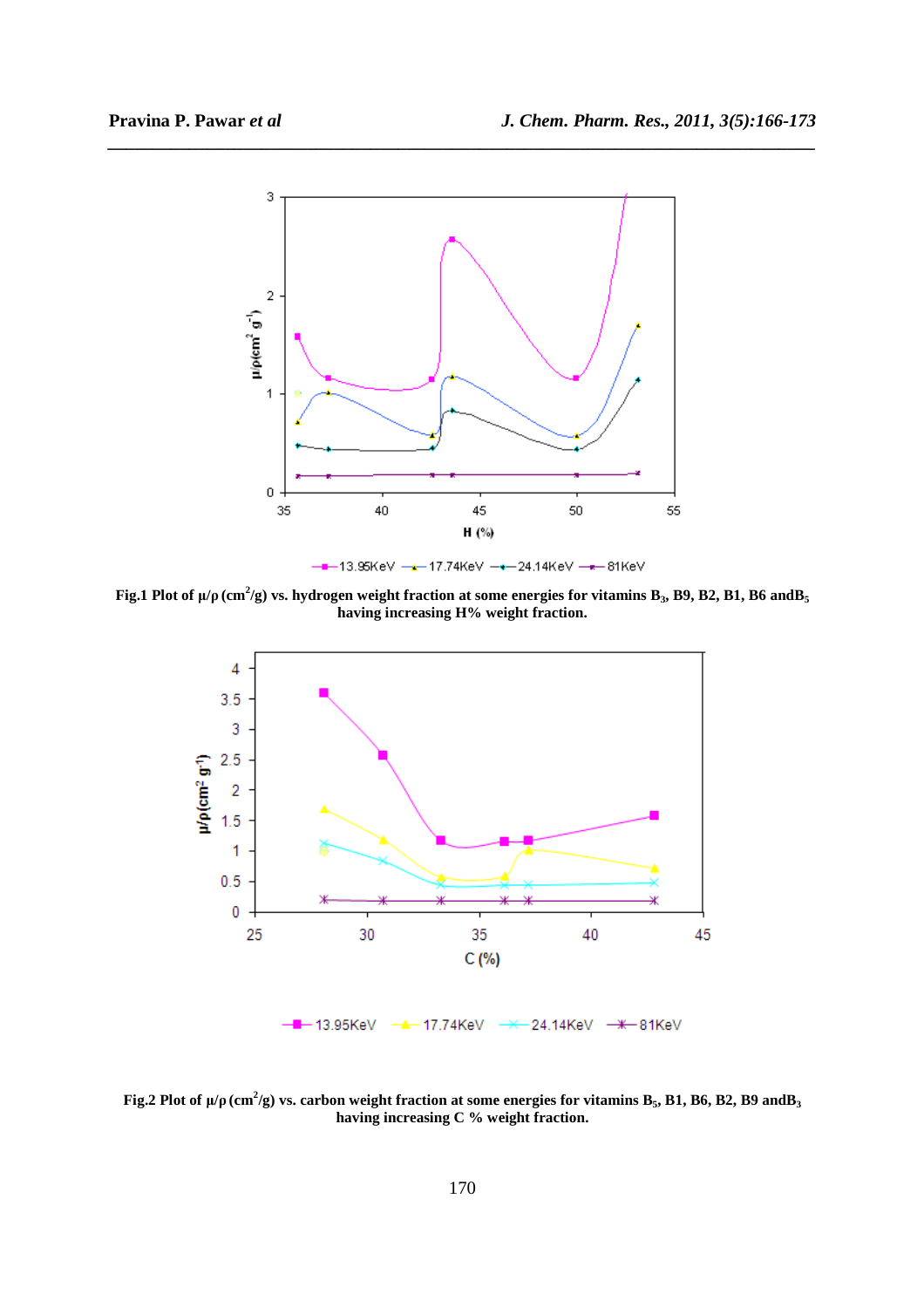Fig.1 Plot of $\mu/\rho$ ($cm^2/g$) vs. hydrogen weight fraction at some energies for vitamins $B_3$, B9, B2, B1, B6 and$B_5$ having increasing H% weight fraction.

Fig.2 Plot of $\mu/\rho$ ($cm^2/g$) vs. carbon weight fraction at some energies for vitamins $B_5$, B1, B6, B2, B9 and$B_3$ having increasing C % weight fraction.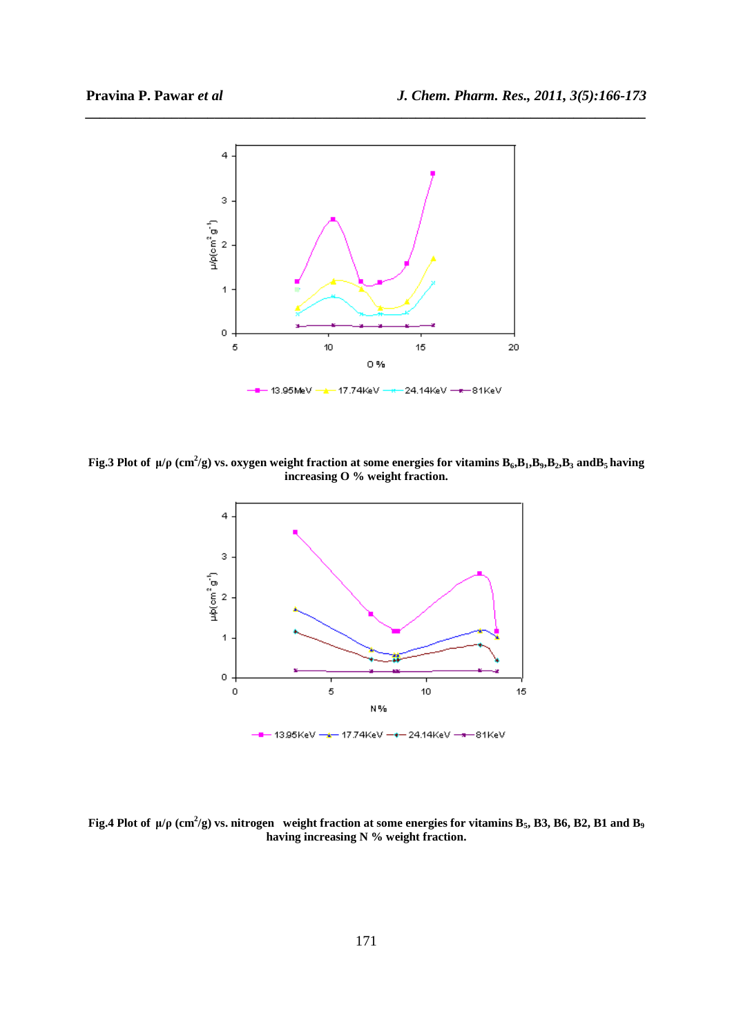Fig.3 Plot of $\mu/\rho$ ($cm^2/g$) vs. oxygen weight fraction at some energies for vitamins $B_6$,$B_1$,$B_9$,$B_2$,$B_3$ and$B_5$ having increasing O % weight fraction.

Fig.4 Plot of $\mu/\rho$ ($cm^2/g$) vs. nitrogen weight fraction at some energies for vitamins $B_5$, B3, B6, B2, B1 and $B_9$ having increasing N % weight fraction.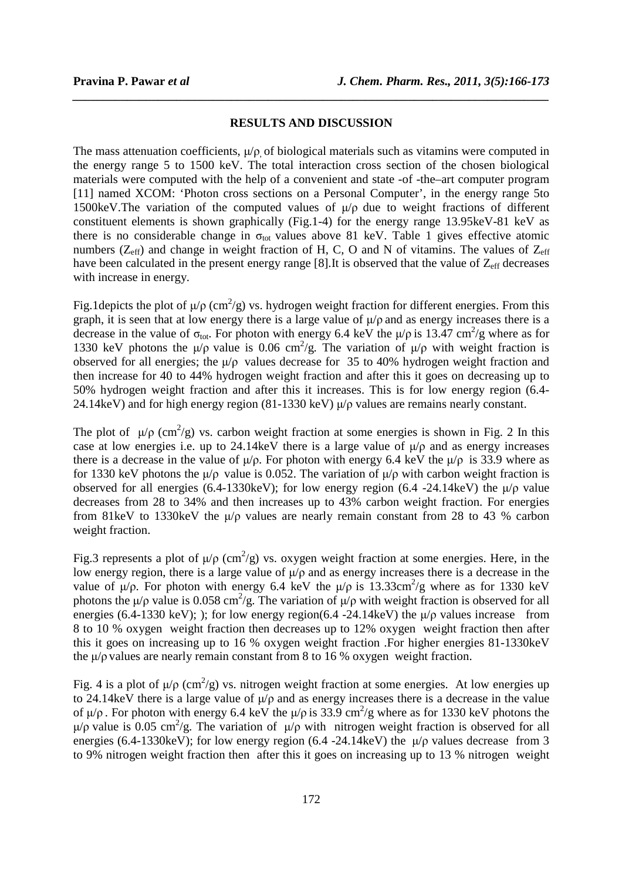## RESULTS AND DISCUSSION

The mass attenuation coefficients, $\mu/\rho$, of biological materials such as vitamins were computed in the energy range 5 to 1500 keV. The total interaction cross section of the chosen biological materials were computed with the help of a convenient and state -of -the–art computer program [11] named XCOM: 'Photon cross sections on a Personal Computer', in the energy range 5to 1500keV.The variation of the computed values of $\mu/\rho$ due to weight fractions of different constituent elements is shown graphically (Fig.1-4) for the energy range 13.95keV-81 keV as there is no considerable change in $\sigma_{tot}$ values above 81 keV. Table 1 gives effective atomic numbers ($Z_{eff}$) and change in weight fraction of H, C, O and N of vitamins. The values of $Z_{eff}$ have been calculated in the present energy range [8].It is observed that the value of $Z_{eff}$ decreases with increase in energy.

Fig.1depicts the plot of $\mu/\rho$ ($cm^2/g$) vs. hydrogen weight fraction for different energies. From this graph, it is seen that at low energy there is a large value of $\mu/\rho$ and as energy increases there is a decrease in the value of $\sigma_{tot}$. For photon with energy 6.4 keV the $\mu/\rho$ is 13.47 $cm^2/g$ where as for 1330 keV photons the $\mu/\rho$ value is 0.06 $cm^2/g$. The variation of $\mu/\rho$ with weight fraction is observed for all energies; the $\mu/\rho$ values decrease for 35 to 40% hydrogen weight fraction and then increase for 40 to 44% hydrogen weight fraction and after this it goes on decreasing up to 50% hydrogen weight fraction and after this it increases. This is for low energy region (6.4-24.14keV) and for high energy region (81-1330 keV) $\mu/\rho$ values are remains nearly constant.

The plot of $\mu/\rho$ ($cm^2/g$) vs. carbon weight fraction at some energies is shown in Fig. 2 In this case at low energies i.e. up to 24.14keV there is a large value of $\mu/\rho$ and as energy increases there is a decrease in the value of $\mu/\rho$. For photon with energy 6.4 keV the $\mu/\rho$ is 33.9 where as for 1330 keV photons the $\mu/\rho$ value is 0.052. The variation of $\mu/\rho$ with carbon weight fraction is observed for all energies (6.4-1330keV); for low energy region (6.4 -24.14keV) the $\mu/\rho$ value decreases from 28 to 34% and then increases up to 43% carbon weight fraction. For energies from 81keV to 1330keV the $\mu/\rho$ values are nearly remain constant from 28 to 43 % carbon weight fraction.

Fig.3 represents a plot of $\mu/\rho$ ($cm^2/g$) vs. oxygen weight fraction at some energies. Here, in the low energy region, there is a large value of $\mu/\rho$ and as energy increases there is a decrease in the value of $\mu/\rho$. For photon with energy 6.4 keV the $\mu/\rho$ is 13.33$cm^2/g$ where as for 1330 keV photons the $\mu/\rho$ value is 0.058 $cm^2/g$. The variation of $\mu/\rho$ with weight fraction is observed for all energies (6.4-1330 keV); ); for low energy region(6.4 -24.14keV) the $\mu/\rho$ values increase from 8 to 10 % oxygen weight fraction then decreases up to 12% oxygen weight fraction then after this it goes on increasing up to 16 % oxygen weight fraction .For higher energies 81-1330keV the $\mu/\rho$ values are nearly remain constant from 8 to 16 % oxygen weight fraction.

Fig. 4 is a plot of $\mu/\rho$ ($cm^2/g$) vs. nitrogen weight fraction at some energies. At low energies up to 24.14keV there is a large value of $\mu/\rho$ and as energy increases there is a decrease in the value of $\mu/\rho$ . For photon with energy 6.4 keV the $\mu/\rho$ is 33.9 $cm^2/g$ where as for 1330 keV photons the $\mu/\rho$ value is 0.05 $cm^2/g$. The variation of $\mu/\rho$ with nitrogen weight fraction is observed for all energies (6.4-1330keV); for low energy region (6.4 -24.14keV) the $\mu/\rho$ values decrease from 3 to 9% nitrogen weight fraction then after this it goes on increasing up to 13 % nitrogen weight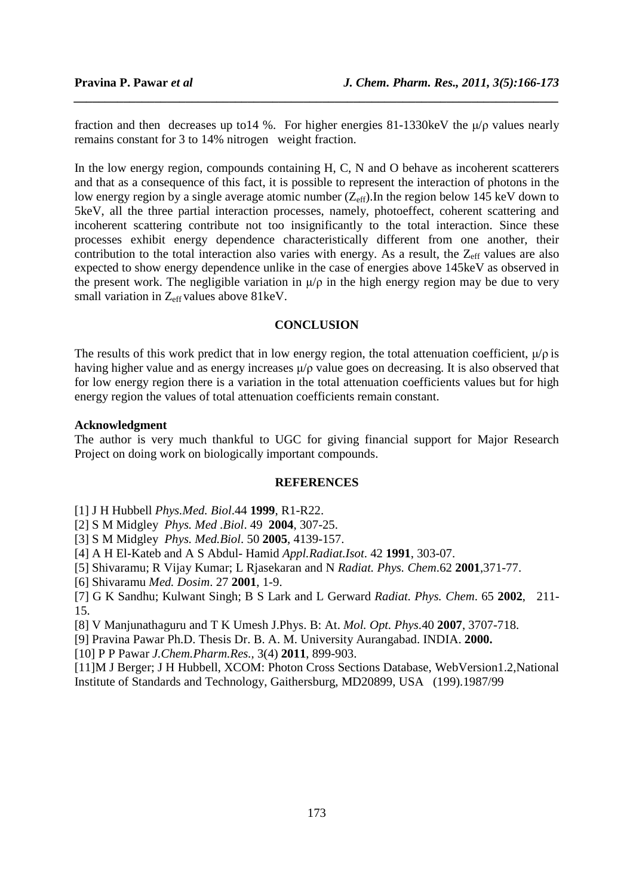fraction and then decreases up to14 %. For higher energies 81-1330keV the $\mu/\rho$ values nearly remains constant for 3 to 14% nitrogen weight fraction.

In the low energy region, compounds containing H, C, N and O behave as incoherent scatterers and that as a consequence of this fact, it is possible to represent the interaction of photons in the low energy region by a single average atomic number ($Z_{eff}$).In the region below 145 keV down to 5keV, all the three partial interaction processes, namely, photoeffect, coherent scattering and incoherent scattering contribute not too insignificantly to the total interaction. Since these processes exhibit energy dependence characteristically different from one another, their contribution to the total interaction also varies with energy. As a result, the $Z_{eff}$ values are also expected to show energy dependence unlike in the case of energies above 145keV as observed in the present work. The negligible variation in $\mu/\rho$ in the high energy region may be due to very small variation in $Z_{eff}$ values above 81keV.

## CONCLUSION

The results of this work predict that in low energy region, the total attenuation coefficient, $\mu/\rho$ is having higher value and as energy increases $\mu/\rho$ value goes on decreasing. It is also observed that for low energy region there is a variation in the total attenuation coefficients values but for high energy region the values of total attenuation coefficients remain constant.

### Acknowledgment

The author is very much thankful to UGC for giving financial support for Major Research Project on doing work on biologically important compounds.

## REFERENCES

[1] J H Hubbell *Phys.Med. Biol*.44 **1999**, R1-R22.

[2] S M Midgley *Phys. Med .Biol*. 49 **2004**, 307-25.

[3] S M Midgley *Phys. Med.Biol*. 50 **2005**, 4139-157.

[4] A H El-Kateb and A S Abdul- Hamid *Appl.Radiat.Isot*. 42 **1991**, 303-07.

[5] Shivaramu; R Vijay Kumar; L Rjasekaran and N *Radiat. Phys. Chem*.62 **2001**,371-77.

[6] Shivaramu *Med. Dosim*. 27 **2001**, 1-9.

[7] G K Sandhu; Kulwant Singh; B S Lark and L Gerward *Radiat. Phys. Chem*. 65 **2002**, 211-15.

[8] V Manjunathaguru and T K Umesh J.Phys. B: At. *Mol. Opt. Phys*.40 **2007**, 3707-718.

[9] Pravina Pawar Ph.D. Thesis Dr. B. A. M. University Aurangabad. INDIA. **2000.**

[10] P P Pawar *J.Chem.Pharm.Res.*, 3(4) **2011**, 899-903.

[11]M J Berger; J H Hubbell, XCOM: Photon Cross Sections Database, WebVersion1.2,National Institute of Standards and Technology, Gaithersburg, MD20899, USA (199).1987/99